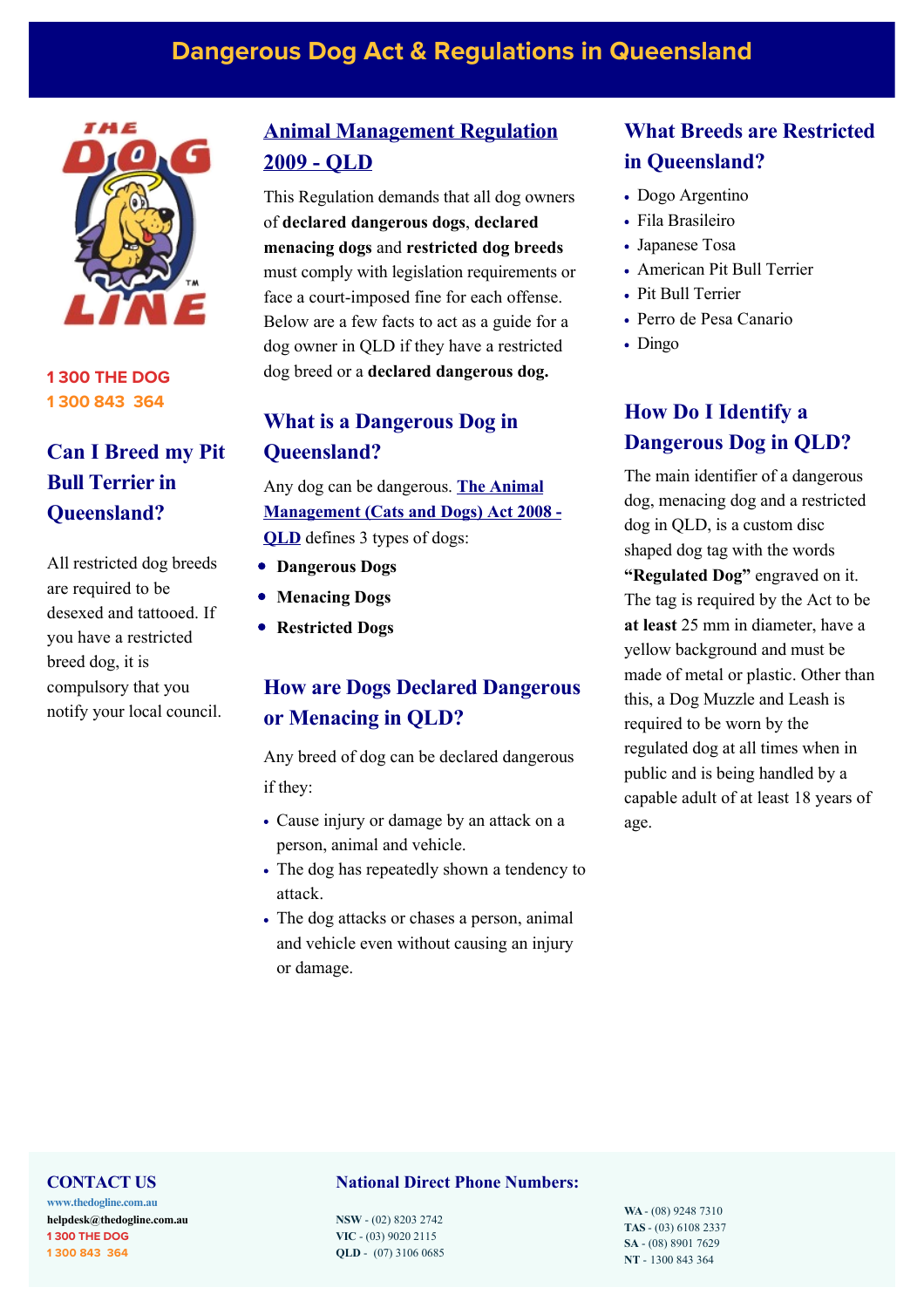# Dangerous Dog Act & Regulations in Queensland

**1 300 THE DOG**
**1 300 843 364**

## Can I Breed my Pit Bull Terrier in Queensland?

All restricted dog breeds are required to be desexed and tattooed. If you have a restricted breed dog, it is compulsory that you notify your local council.

## Animal Management Regulation 2009 - QLD

This Regulation demands that all dog owners of **declared dangerous dogs**, **declared menacing dogs** and **restricted dog breeds** must comply with legislation requirements or face a court-imposed fine for each offense. Below are a few facts to act as a guide for a dog owner in QLD if they have a restricted dog breed or a **declared dangerous dog.**

## What is a Dangerous Dog in Queensland?

Any dog can be dangerous. **The Animal Management (Cats and Dogs) Act 2008 - QLD** defines 3 types of dogs:

- **Dangerous Dogs**
- **Menacing Dogs**
- **Restricted Dogs**

## How are Dogs Declared Dangerous or Menacing in QLD?

Any breed of dog can be declared dangerous if they:

- Cause injury or damage by an attack on a person, animal and vehicle.
- The dog has repeatedly shown a tendency to attack.
- The dog attacks or chases a person, animal and vehicle even without causing an injury or damage.

## What Breeds are Restricted in Queensland?

- Dogo Argentino
- Fila Brasileiro
- Japanese Tosa
- American Pit Bull Terrier
- Pit Bull Terrier
- Perro de Pesa Canario
- Dingo

## How Do I Identify a Dangerous Dog in QLD?

The main identifier of a dangerous dog, menacing dog and a restricted dog in QLD, is a custom disc shaped dog tag with the words **"Regulated Dog"** engraved on it. The tag is required by the Act to be **at least** 25 mm in diameter, have a yellow background and must be made of metal or plastic. Other than this, a Dog Muzzle and Leash is required to be worn by the regulated dog at all times when in public and is being handled by a capable adult of at least 18 years of age.

**CONTACT US**
www.thedogline.com.au
helpdesk@thedogline.com.au
1 300 THE DOG
1 300 843 364

**National Direct Phone Numbers:**

**NSW** - (02) 8203 2742
**VIC** - (03) 9020 2115
**QLD** - (07) 3106 0685
**WA** - (08) 9248 7310
**TAS** - (03) 6108 2337
**SA** - (08) 8901 7629
**NT** - 1300 843 364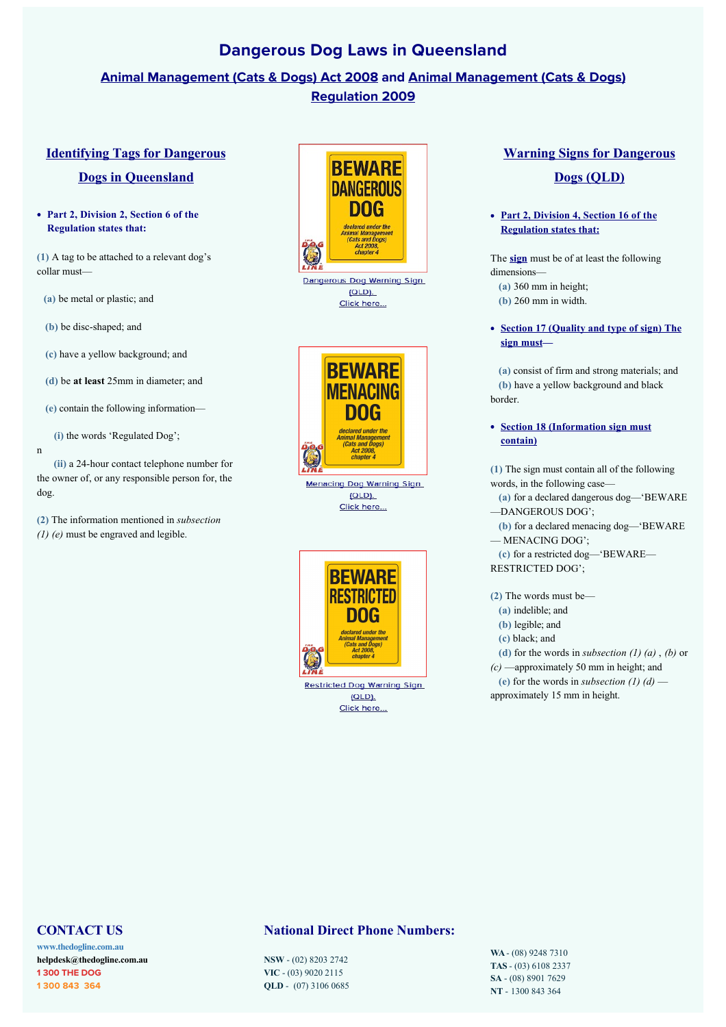# Dangerous Dog Laws in Queensland

## Animal Management (Cats & Dogs) Act 2008 and Animal Management (Cats & Dogs) Regulation 2009

## Identifying Tags for Dangerous Dogs in Queensland

- **Part 2, Division 2, Section 6 of the Regulation states that:**

**(1)** A tag to be attached to a relevant dog's collar must—

**(a)** be metal or plastic; and

**(b)** be disc-shaped; and

**(c)** have a yellow background; and

**(d)** be **at least** 25mm in diameter; and

**(e)** contain the following information—

**(i)** the words 'Regulated Dog';

n

**(ii)** a 24-hour contact telephone number for the owner of, or any responsible person for, the dog.

**(2)** The information mentioned in *subsection (1) (e)* must be engraved and legible.

Dangerous Dog Warning Sign (QLD). Click here...

Menacing Dog Warning Sign (QLD). Click here...

Restricted Dog Warning Sign (QLD). Click here...

## Warning Signs for Dangerous Dogs (QLD)

- **Part 2, Division 4, Section 16 of the Regulation states that:**

The **sign** must be of at least the following dimensions—

**(a)** 360 mm in height;
**(b)** 260 mm in width.

- **Section 17 (Quality and type of sign) The sign must—**

**(a)** consist of firm and strong materials; and
**(b)** have a yellow background and black border.

- **Section 18 (Information sign must contain)**

**(1)** The sign must contain all of the following words, in the following case—

**(a)** for a declared dangerous dog—'BEWARE—DANGEROUS DOG';
**(b)** for a declared menacing dog—'BEWARE — MENACING DOG';
**(c)** for a restricted dog—'BEWARE—RESTRICTED DOG';

**(2)** The words must be—

**(a)** indelible; and
**(b)** legible; and
**(c)** black; and
**(d)** for the words in *subsection (1) (a)* , *(b)* or *(c)* —approximately 50 mm in height; and
**(e)** for the words in *subsection (1) (d)* —approximately 15 mm in height.

## CONTACT US

www.thedogline.com.au
**helpdesk@thedogline.com.au**
1 300 THE DOG
1 300 843 364

## National Direct Phone Numbers:

**NSW** - (02) 8203 2742
**VIC** - (03) 9020 2115
**QLD** - (07) 3106 0685
**WA** - (08) 9248 7310
**TAS** - (03) 6108 2337
**SA** - (08) 8901 7629
**NT** - 1300 843 364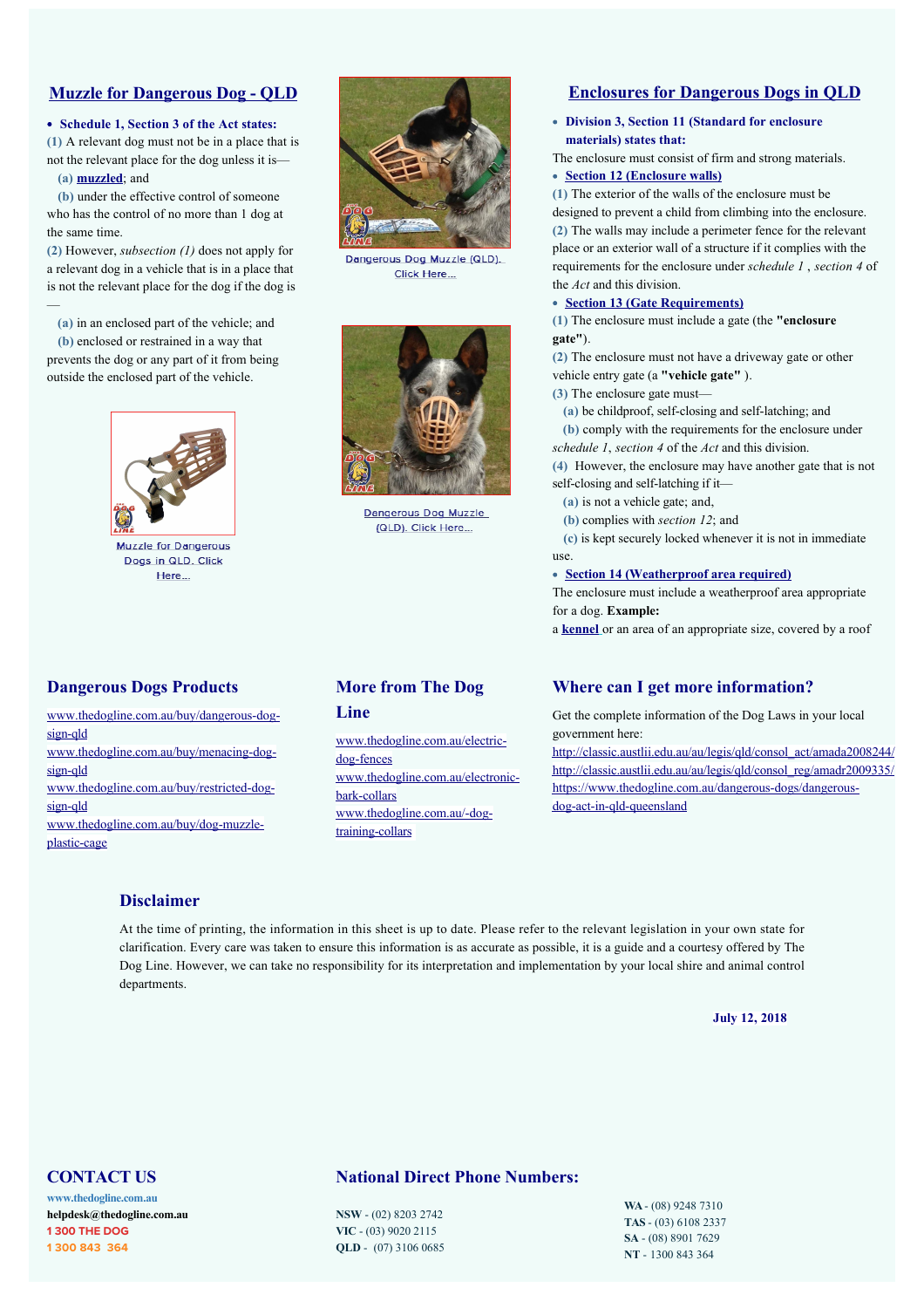## Muzzle for Dangerous Dog - QLD

- **Schedule 1, Section 3 of the Act states:**

**(1)** A relevant dog must not be in a place that is not the relevant place for the dog unless it is—

**(a)** muzzled; and

**(b)** under the effective control of someone who has the control of no more than 1 dog at the same time.

**(2)** However, *subsection (1)* does not apply for a relevant dog in a vehicle that is in a place that is not the relevant place for the dog if the dog is —

**(a)** in an enclosed part of the vehicle; and

**(b)** enclosed or restrained in a way that prevents the dog or any part of it from being outside the enclosed part of the vehicle.

Muzzle for Dangerous Dogs in QLD. Click Here...

Dangerous Dog Muzzle (QLD). Click Here...

Dangerous Dog Muzzle (QLD). Click Here...

## Enclosures for Dangerous Dogs in QLD

- **Division 3, Section 11 (Standard for enclosure materials) states that:**

The enclosure must consist of firm and strong materials.

- **Section 12 (Enclosure walls)**

**(1)** The exterior of the walls of the enclosure must be designed to prevent a child from climbing into the enclosure.

**(2)** The walls may include a perimeter fence for the relevant place or an exterior wall of a structure if it complies with the requirements for the enclosure under *schedule 1* , *section 4* of the *Act* and this division.

- **Section 13 (Gate Requirements)**

**(1)** The enclosure must include a gate (the **"enclosure gate"**).

**(2)** The enclosure must not have a driveway gate or other vehicle entry gate (a **"vehicle gate"** ).

**(3)** The enclosure gate must—

**(a)** be childproof, self-closing and self-latching; and

**(b)** comply with the requirements for the enclosure under *schedule 1*, *section 4* of the *Act* and this division.

**(4)** However, the enclosure may have another gate that is not self-closing and self-latching if it—

**(a)** is not a vehicle gate; and,

**(b)** complies with *section 12*; and

**(c)** is kept securely locked whenever it is not in immediate use.

- **Section 14 (Weatherproof area required)**

The enclosure must include a weatherproof area appropriate for a dog. **Example:**

a **kennel** or an area of an appropriate size, covered by a roof

## Dangerous Dogs Products

www.thedogline.com.au/buy/dangerous-dog-sign-qld
www.thedogline.com.au/buy/menacing-dog-sign-qld
www.thedogline.com.au/buy/restricted-dog-sign-qld
www.thedogline.com.au/buy/dog-muzzle-plastic-cage

## More from The Dog Line

www.thedogline.com.au/electric-dog-fences
www.thedogline.com.au/electronic-bark-collars
www.thedogline.com.au/-dog-training-collars

## Where can I get more information?

Get the complete information of the Dog Laws in your local government here:

http://classic.austlii.edu.au/au/legis/qld/consol_act/amada2008244/
http://classic.austlii.edu.au/au/legis/qld/consol_reg/amadr2009335/
https://www.thedogline.com.au/dangerous-dogs/dangerous-dog-act-in-qld-queensland

## Disclaimer

At the time of printing, the information in this sheet is up to date. Please refer to the relevant legislation in your own state for clarification. Every care was taken to ensure this information is as accurate as possible, it is a guide and a courtesy offered by The Dog Line. However, we can take no responsibility for its interpretation and implementation by your local shire and animal control departments.

**July 12, 2018**

## CONTACT US

**www.thedogline.com.au**
**helpdesk@thedogline.com.au**
**1 300 THE DOG**
**1 300 843 364**

## National Direct Phone Numbers:

**NSW** - (02) 8203 2742
**VIC** - (03) 9020 2115
**QLD** - (07) 3106 0685
**WA** - (08) 9248 7310
**TAS** - (03) 6108 2337
**SA** - (08) 8901 7629
**NT** - 1300 843 364